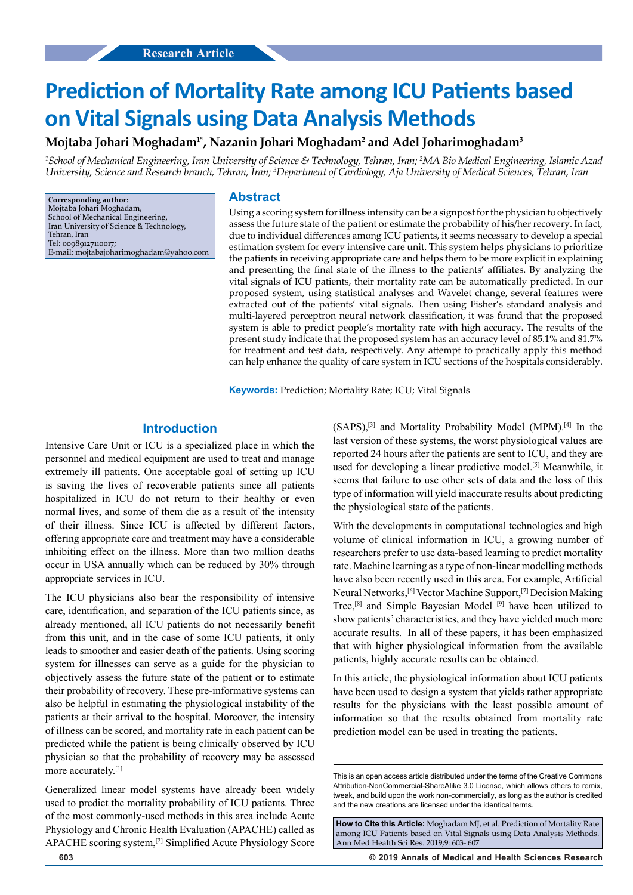Research Article

# Prediction of Mortality Rate among ICU Patients based on Vital Signals using Data Analysis Methods

**Mojtaba Johari Moghadam[1*], Nazanin Johari Moghadam[2] and Adel Joharimoghadam[3]**

*[1]School of Mechanical Engineering, Iran University of Science & Technology, Tehran, Iran; [2]MA Bio Medical Engineering, Islamic Azad University, Science and Research branch, Tehran, Iran; [3]Department of Cardiology, Aja University of Medical Sciences, Tehran, Iran*

**Corresponding author:**
Mojtaba Johari Moghadam,
School of Mechanical Engineering,
Iran University of Science & Technology,
Tehran, Iran
Tel: 00989127110017;
E-mail: mojtabajoharimoghadam@yahoo.com

## Abstract

Using a scoring system for illness intensity can be a signpost for the physician to objectively assess the future state of the patient or estimate the probability of his/her recovery. In fact, due to individual differences among ICU patients, it seems necessary to develop a special estimation system for every intensive care unit. This system helps physicians to prioritize the patients in receiving appropriate care and helps them to be more explicit in explaining and presenting the final state of the illness to the patients' affiliates. By analyzing the vital signals of ICU patients, their mortality rate can be automatically predicted. In our proposed system, using statistical analyses and Wavelet change, several features were extracted out of the patients' vital signals. Then using Fisher's standard analysis and multi-layered perceptron neural network classification, it was found that the proposed system is able to predict people's mortality rate with high accuracy. The results of the present study indicate that the proposed system has an accuracy level of 85.1% and 81.7% for treatment and test data, respectively. Any attempt to practically apply this method can help enhance the quality of care system in ICU sections of the hospitals considerably.

**Keywords:** Prediction; Mortality Rate; ICU; Vital Signals

## Introduction

Intensive Care Unit or ICU is a specialized place in which the personnel and medical equipment are used to treat and manage extremely ill patients. One acceptable goal of setting up ICU is saving the lives of recoverable patients since all patients hospitalized in ICU do not return to their healthy or even normal lives, and some of them die as a result of the intensity of their illness. Since ICU is affected by different factors, offering appropriate care and treatment may have a considerable inhibiting effect on the illness. More than two million deaths occur in USA annually which can be reduced by 30% through appropriate services in ICU.

The ICU physicians also bear the responsibility of intensive care, identification, and separation of the ICU patients since, as already mentioned, all ICU patients do not necessarily benefit from this unit, and in the case of some ICU patients, it only leads to smoother and easier death of the patients. Using scoring system for illnesses can serve as a guide for the physician to objectively assess the future state of the patient or to estimate their probability of recovery. These pre-informative systems can also be helpful in estimating the physiological instability of the patients at their arrival to the hospital. Moreover, the intensity of illness can be scored, and mortality rate in each patient can be predicted while the patient is being clinically observed by ICU physician so that the probability of recovery may be assessed more accurately.[1]

Generalized linear model systems have already been widely used to predict the mortality probability of ICU patients. Three of the most commonly-used methods in this area include Acute Physiology and Chronic Health Evaluation (APACHE) called as APACHE scoring system,[2] Simplified Acute Physiology Score (SAPS),[3] and Mortality Probability Model (MPM).[4] In the last version of these systems, the worst physiological values are reported 24 hours after the patients are sent to ICU, and they are used for developing a linear predictive model.[5] Meanwhile, it seems that failure to use other sets of data and the loss of this type of information will yield inaccurate results about predicting the physiological state of the patients.

With the developments in computational technologies and high volume of clinical information in ICU, a growing number of researchers prefer to use data-based learning to predict mortality rate. Machine learning as a type of non-linear modelling methods have also been recently used in this area. For example, Artificial Neural Networks,[6] Vector Machine Support,[7] Decision Making Tree,[8] and Simple Bayesian Model [9] have been utilized to show patients' characteristics, and they have yielded much more accurate results. In all of these papers, it has been emphasized that with higher physiological information from the available patients, highly accurate results can be obtained.

In this article, the physiological information about ICU patients have been used to design a system that yields rather appropriate results for the physicians with the least possible amount of information so that the results obtained from mortality rate prediction model can be used in treating the patients.

This is an open access article distributed under the terms of the Creative Commons Attribution-NonCommercial-ShareAlike 3.0 License, which allows others to remix, tweak, and build upon the work non-commercially, as long as the author is credited and the new creations are licensed under the identical terms.

**How to Cite this Article:** Moghadam MJ, et al. Prediction of Mortality Rate among ICU Patients based on Vital Signals using Data Analysis Methods. Ann Med Health Sci Res. 2019;9: 603- 607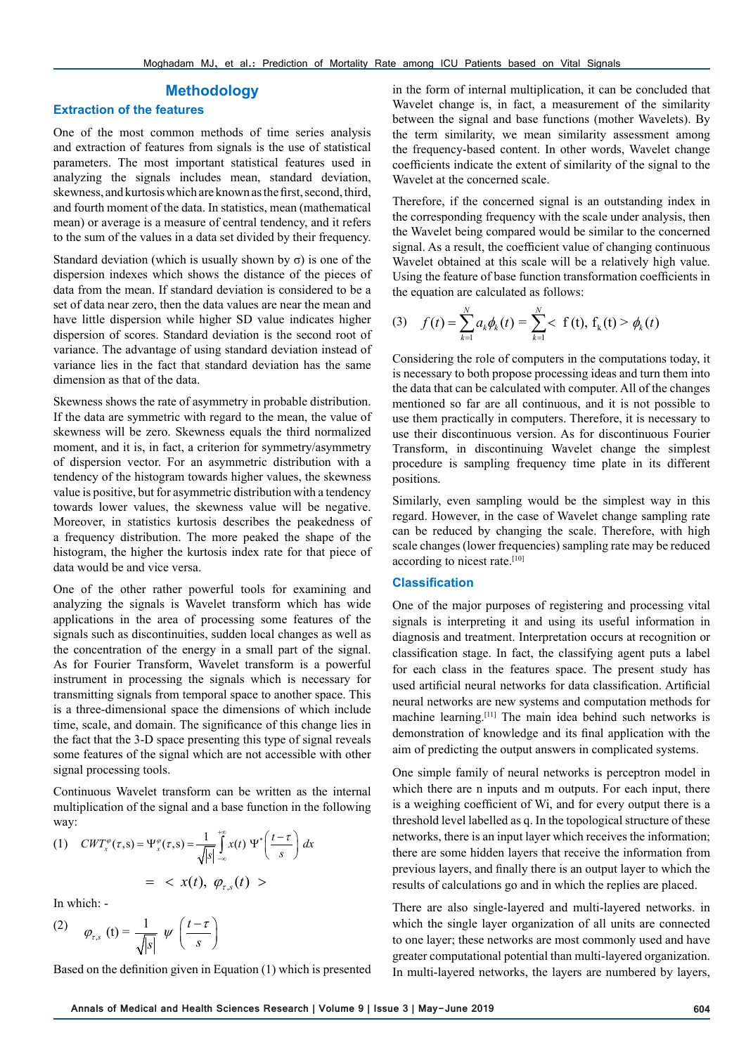# Methodology

## Extraction of the features

One of the most common methods of time series analysis and extraction of features from signals is the use of statistical parameters. The most important statistical features used in analyzing the signals includes mean, standard deviation, skewness, and kurtosis which are known as the first, second, third, and fourth moment of the data. In statistics, mean (mathematical mean) or average is a measure of central tendency, and it refers to the sum of the values in a data set divided by their frequency.

Standard deviation (which is usually shown by σ) is one of the dispersion indexes which shows the distance of the pieces of data from the mean. If standard deviation is considered to be a set of data near zero, then the data values are near the mean and have little dispersion while higher SD value indicates higher dispersion of scores. Standard deviation is the second root of variance. The advantage of using standard deviation instead of variance lies in the fact that standard deviation has the same dimension as that of the data.

Skewness shows the rate of asymmetry in probable distribution. If the data are symmetric with regard to the mean, the value of skewness will be zero. Skewness equals the third normalized moment, and it is, in fact, a criterion for symmetry/asymmetry of dispersion vector. For an asymmetric distribution with a tendency of the histogram towards higher values, the skewness value is positive, but for asymmetric distribution with a tendency towards lower values, the skewness value will be negative. Moreover, in statistics kurtosis describes the peakedness of a frequency distribution. The more peaked the shape of the histogram, the higher the kurtosis index rate for that piece of data would be and vice versa.

One of the other rather powerful tools for examining and analyzing the signals is Wavelet transform which has wide applications in the area of processing some features of the signals such as discontinuities, sudden local changes as well as the concentration of the energy in a small part of the signal. As for Fourier Transform, Wavelet transform is a powerful instrument in processing the signals which is necessary for transmitting signals from temporal space to another space. This is a three-dimensional space the dimensions of which include time, scale, and domain. The significance of this change lies in the fact that the 3-D space presenting this type of signal reveals some features of the signal which are not accessible with other signal processing tools.

Continuous Wavelet transform can be written as the internal multiplication of the signal and a base function in the following way:

$$(1) \quad CWT_x^{\varphi}(\tau,s) = \Psi_x^{\varphi}(\tau,s) = \frac{1}{\sqrt{|s|}} \int_{-\infty}^{+\infty} x(t)\, \Psi^*\left(\frac{t-\tau}{s}\right) dx$$

$$= \; < x(t),\; \varphi_{\tau,s}(t) >$$

In which: -

$$(2) \quad \varphi_{\tau,s}(t) = \frac{1}{\sqrt{|s|}}\, \psi\left(\frac{t-\tau}{s}\right)$$

Based on the definition given in Equation (1) which is presented in the form of internal multiplication, it can be concluded that Wavelet change is, in fact, a measurement of the similarity between the signal and base functions (mother Wavelets). By the term similarity, we mean similarity assessment among the frequency-based content. In other words, Wavelet change coefficients indicate the extent of similarity of the signal to the Wavelet at the concerned scale.

Therefore, if the concerned signal is an outstanding index in the corresponding frequency with the scale under analysis, then the Wavelet being compared would be similar to the concerned signal. As a result, the coefficient value of changing continuous Wavelet obtained at this scale will be a relatively high value. Using the feature of base function transformation coefficients in the equation are calculated as follows:

$$(3) \quad f(t) = \sum_{k=1}^{N} a_k \phi_k(t) = \sum_{k=1}^{N} < f(t),\, f_k(t) > \phi_k(t)$$

Considering the role of computers in the computations today, it is necessary to both propose processing ideas and turn them into the data that can be calculated with computer. All of the changes mentioned so far are all continuous, and it is not possible to use them practically in computers. Therefore, it is necessary to use their discontinuous version. As for discontinuous Fourier Transform, in discontinuing Wavelet change the simplest procedure is sampling frequency time plate in its different positions.

Similarly, even sampling would be the simplest way in this regard. However, in the case of Wavelet change sampling rate can be reduced by changing the scale. Therefore, with high scale changes (lower frequencies) sampling rate may be reduced according to nicest rate.[10]

## Classification

One of the major purposes of registering and processing vital signals is interpreting it and using its useful information in diagnosis and treatment. Interpretation occurs at recognition or classification stage. In fact, the classifying agent puts a label for each class in the features space. The present study has used artificial neural networks for data classification. Artificial neural networks are new systems and computation methods for machine learning.[11] The main idea behind such networks is demonstration of knowledge and its final application with the aim of predicting the output answers in complicated systems.

One simple family of neural networks is perceptron model in which there are n inputs and m outputs. For each input, there is a weighing coefficient of Wi, and for every output there is a threshold level labelled as q. In the topological structure of these networks, there is an input layer which receives the information; there are some hidden layers that receive the information from previous layers, and finally there is an output layer to which the results of calculations go and in which the replies are placed.

There are also single-layered and multi-layered networks. in which the single layer organization of all units are connected to one layer; these networks are most commonly used and have greater computational potential than multi-layered organization. In multi-layered networks, the layers are numbered by layers,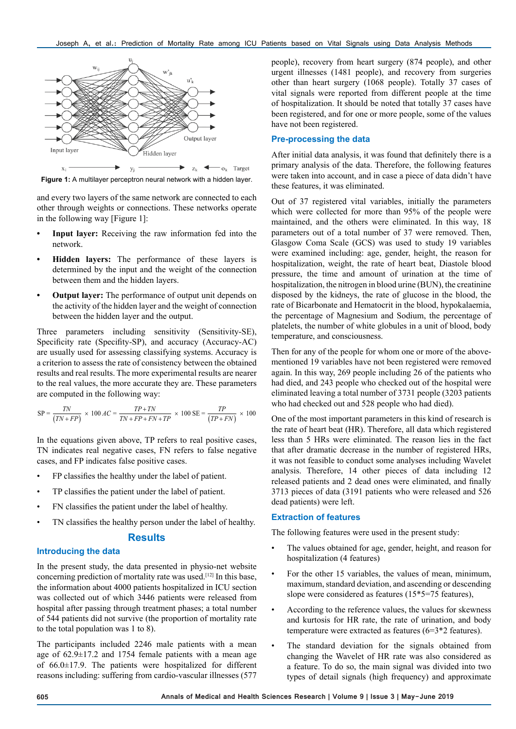Figure 1: A multilayer perceptron neural network with a hidden layer.

and every two layers of the same network are connected to each other through weights or connections. These networks operate in the following way [Figure 1]:

- **Input layer:** Receiving the raw information fed into the network.
- **Hidden layers:** The performance of these layers is determined by the input and the weight of the connection between them and the hidden layers.
- **Output layer:** The performance of output unit depends on the activity of the hidden layer and the weight of connection between the hidden layer and the output.

Three parameters including sensitivity (Sensitivity-SE), Specificity rate (Specifity-SP), and accuracy (Accuracy-AC) are usually used for assessing classifying systems. Accuracy is a criterion to assess the rate of consistency between the obtained results and real results. The more experimental results are nearer to the real values, the more accurate they are. These parameters are computed in the following way:

$$SP = \frac{TN}{(TN+FP)} \times 100 \quad AC = \frac{TP+TN}{TN+FP+FN+TP} \times 100 \quad SE = \frac{TP}{(TP+FN)} \times 100$$

In the equations given above, TP refers to real positive cases, TN indicates real negative cases, FN refers to false negative cases, and FP indicates false positive cases.

- FP classifies the healthy under the label of patient.
- TP classifies the patient under the label of patient.
- FN classifies the patient under the label of healthy.
- TN classifies the healthy person under the label of healthy.

## Results

### Introducing the data

In the present study, the data presented in physio-net website concerning prediction of mortality rate was used.[12] In this base, the information about 4000 patients hospitalized in ICU section was collected out of which 3446 patients were released from hospital after passing through treatment phases; a total number of 544 patients did not survive (the proportion of mortality rate to the total population was 1 to 8).

The participants included 2246 male patients with a mean age of 62.9±17.2 and 1754 female patients with a mean age of 66.0±17.9. The patients were hospitalized for different reasons including: suffering from cardio-vascular illnesses (577 people), recovery from heart surgery (874 people), and other urgent illnesses (1481 people), and recovery from surgeries other than heart surgery (1068 people). Totally 37 cases of vital signals were reported from different people at the time of hospitalization. It should be noted that totally 37 cases have been registered, and for one or more people, some of the values have not been registered.

### Pre-processing the data

After initial data analysis, it was found that definitely there is a primary analysis of the data. Therefore, the following features were taken into account, and in case a piece of data didn't have these features, it was eliminated.

Out of 37 registered vital variables, initially the parameters which were collected for more than 95% of the people were maintained, and the others were eliminated. In this way, 18 parameters out of a total number of 37 were removed. Then, Glasgow Coma Scale (GCS) was used to study 19 variables were examined including: age, gender, height, the reason for hospitalization, weight, the rate of heart beat, Diastole blood pressure, the time and amount of urination at the time of hospitalization, the nitrogen in blood urine (BUN), the creatinine disposed by the kidneys, the rate of glucose in the blood, the rate of Bicarbonate and Hematocrit in the blood, hypokalaemia, the percentage of Magnesium and Sodium, the percentage of platelets, the number of white globules in a unit of blood, body temperature, and consciousness.

Then for any of the people for whom one or more of the above-mentioned 19 variables have not been registered were removed again. In this way, 269 people including 26 of the patients who had died, and 243 people who checked out of the hospital were eliminated leaving a total number of 3731 people (3203 patients who had checked out and 528 people who had died).

One of the most important parameters in this kind of research is the rate of heart beat (HR). Therefore, all data which registered less than 5 HRs were eliminated. The reason lies in the fact that after dramatic decrease in the number of registered HRs, it was not feasible to conduct some analyses including Wavelet analysis. Therefore, 14 other pieces of data including 12 released patients and 2 dead ones were eliminated, and finally 3713 pieces of data (3191 patients who were released and 526 dead patients) were left.

### Extraction of features

The following features were used in the present study:

- The values obtained for age, gender, height, and reason for hospitalization (4 features)
- For the other 15 variables, the values of mean, minimum, maximum, standard deviation, and ascending or descending slope were considered as features (15*5=75 features),
- According to the reference values, the values for skewness and kurtosis for HR rate, the rate of urination, and body temperature were extracted as features (6=3*2 features).
- The standard deviation for the signals obtained from changing the Wavelet of HR rate was also considered as a feature. To do so, the main signal was divided into two types of detail signals (high frequency) and approximate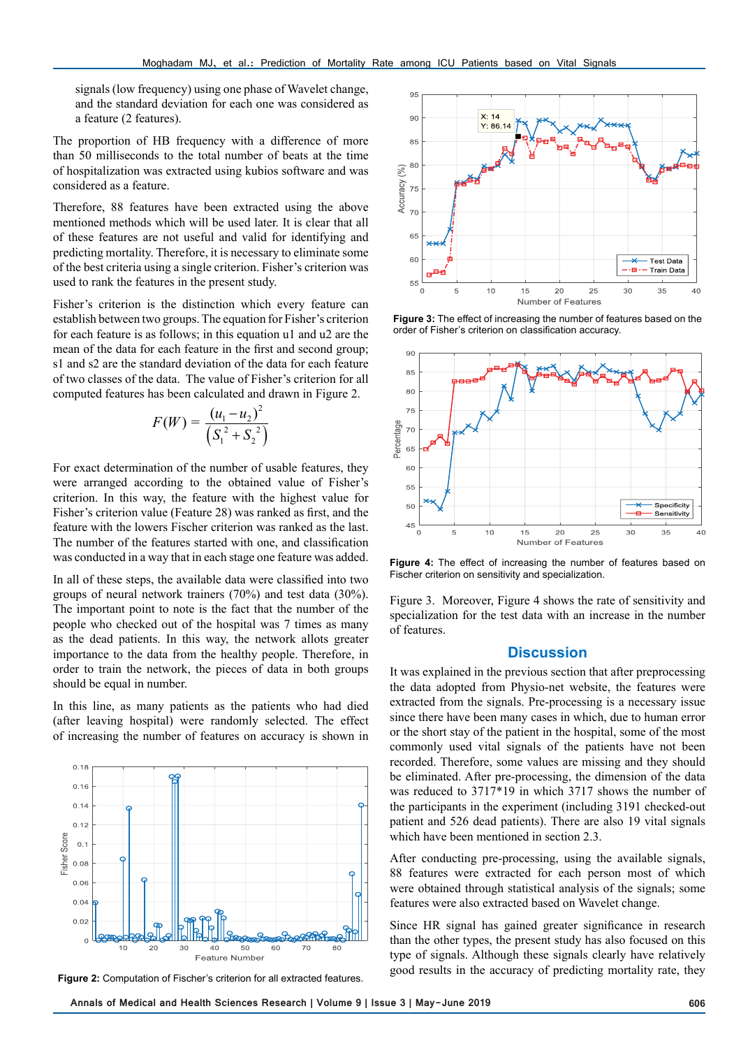signals (low frequency) using one phase of Wavelet change, and the standard deviation for each one was considered as a feature (2 features).

The proportion of HB frequency with a difference of more than 50 milliseconds to the total number of beats at the time of hospitalization was extracted using kubios software and was considered as a feature.

Therefore, 88 features have been extracted using the above mentioned methods which will be used later. It is clear that all of these features are not useful and valid for identifying and predicting mortality. Therefore, it is necessary to eliminate some of the best criteria using a single criterion. Fisher's criterion was used to rank the features in the present study.

Fisher's criterion is the distinction which every feature can establish between two groups. The equation for Fisher's criterion for each feature is as follows; in this equation u1 and u2 are the mean of the data for each feature in the first and second group; s1 and s2 are the standard deviation of the data for each feature of two classes of the data. The value of Fisher's criterion for all computed features has been calculated and drawn in Figure 2.

$$F(W) = \frac{(u_1 - u_2)^2}{\left(S_1^{\,2} + S_2^{\,2}\right)}$$

For exact determination of the number of usable features, they were arranged according to the obtained value of Fisher's criterion. In this way, the feature with the highest value for Fisher's criterion value (Feature 28) was ranked as first, and the feature with the lowers Fischer criterion was ranked as the last. The number of the features started with one, and classification was conducted in a way that in each stage one feature was added.

In all of these steps, the available data were classified into two groups of neural network trainers (70%) and test data (30%). The important point to note is the fact that the number of the people who checked out of the hospital was 7 times as many as the dead patients. In this way, the network allots greater importance to the data from the healthy people. Therefore, in order to train the network, the pieces of data in both groups should be equal in number.

In this line, as many patients as the patients who had died (after leaving hospital) were randomly selected. The effect of increasing the number of features on accuracy is shown in Figure 3. Moreover, Figure 4 shows the rate of sensitivity and specialization for the test data with an increase in the number of features.

**Figure 2:** Computation of Fischer's criterion for all extracted features.

**Figure 3:** The effect of increasing the number of features based on the order of Fisher's criterion on classification accuracy.

**Figure 4:** The effect of increasing the number of features based on Fischer criterion on sensitivity and specialization.

## Discussion

It was explained in the previous section that after preprocessing the data adopted from Physio-net website, the features were extracted from the signals. Pre-processing is a necessary issue since there have been many cases in which, due to human error or the short stay of the patient in the hospital, some of the most commonly used vital signals of the patients have not been recorded. Therefore, some values are missing and they should be eliminated. After pre-processing, the dimension of the data was reduced to 3717*19 in which 3717 shows the number of the participants in the experiment (including 3191 checked-out patient and 526 dead patients). There are also 19 vital signals which have been mentioned in section 2.3.

After conducting pre-processing, using the available signals, 88 features were extracted for each person most of which were obtained through statistical analysis of the signals; some features were also extracted based on Wavelet change.

Since HR signal has gained greater significance in research than the other types, the present study has also focused on this type of signals. Although these signals clearly have relatively good results in the accuracy of predicting mortality rate, they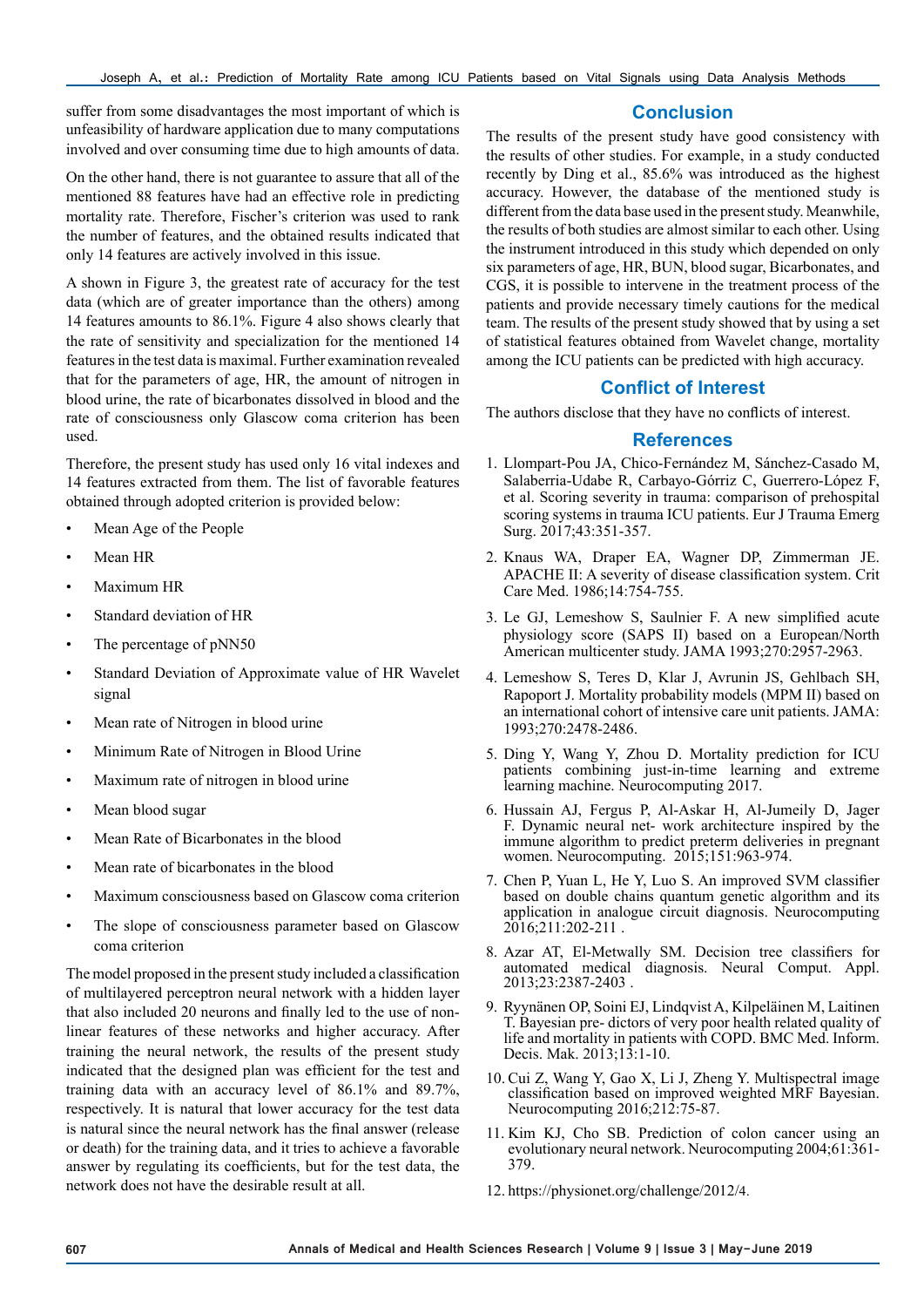suffer from some disadvantages the most important of which is unfeasibility of hardware application due to many computations involved and over consuming time due to high amounts of data.

On the other hand, there is not guarantee to assure that all of the mentioned 88 features have had an effective role in predicting mortality rate. Therefore, Fischer's criterion was used to rank the number of features, and the obtained results indicated that only 14 features are actively involved in this issue.

A shown in Figure 3, the greatest rate of accuracy for the test data (which are of greater importance than the others) among 14 features amounts to 86.1%. Figure 4 also shows clearly that the rate of sensitivity and specialization for the mentioned 14 features in the test data is maximal. Further examination revealed that for the parameters of age, HR, the amount of nitrogen in blood urine, the rate of bicarbonates dissolved in blood and the rate of consciousness only Glascow coma criterion has been used.

Therefore, the present study has used only 16 vital indexes and 14 features extracted from them. The list of favorable features obtained through adopted criterion is provided below:

- Mean Age of the People
- Mean HR
- Maximum HR
- Standard deviation of HR
- The percentage of pNN50
- Standard Deviation of Approximate value of HR Wavelet signal
- Mean rate of Nitrogen in blood urine
- Minimum Rate of Nitrogen in Blood Urine
- Maximum rate of nitrogen in blood urine
- Mean blood sugar
- Mean Rate of Bicarbonates in the blood
- Mean rate of bicarbonates in the blood
- Maximum consciousness based on Glascow coma criterion
- The slope of consciousness parameter based on Glascow coma criterion

The model proposed in the present study included a classification of multilayered perceptron neural network with a hidden layer that also included 20 neurons and finally led to the use of non-linear features of these networks and higher accuracy. After training the neural network, the results of the present study indicated that the designed plan was efficient for the test and training data with an accuracy level of 86.1% and 89.7%, respectively. It is natural that lower accuracy for the test data is natural since the neural network has the final answer (release or death) for the training data, and it tries to achieve a favorable answer by regulating its coefficients, but for the test data, the network does not have the desirable result at all.

## Conclusion

The results of the present study have good consistency with the results of other studies. For example, in a study conducted recently by Ding et al., 85.6% was introduced as the highest accuracy. However, the database of the mentioned study is different from the data base used in the present study. Meanwhile, the results of both studies are almost similar to each other. Using the instrument introduced in this study which depended on only six parameters of age, HR, BUN, blood sugar, Bicarbonates, and CGS, it is possible to intervene in the treatment process of the patients and provide necessary timely cautions for the medical team. The results of the present study showed that by using a set of statistical features obtained from Wavelet change, mortality among the ICU patients can be predicted with high accuracy.

## Conflict of Interest

The authors disclose that they have no conflicts of interest.

## References

1. Llompart-Pou JA, Chico-Fernández M, Sánchez-Casado M, Salaberria-Udabe R, Carbayo-Górriz C, Guerrero-López F, et al. Scoring severity in trauma: comparison of prehospital scoring systems in trauma ICU patients. Eur J Trauma Emerg Surg. 2017;43:351-357.
2. Knaus WA, Draper EA, Wagner DP, Zimmerman JE. APACHE II: A severity of disease classification system. Crit Care Med. 1986;14:754-755.
3. Le GJ, Lemeshow S, Saulnier F. A new simplified acute physiology score (SAPS II) based on a European/North American multicenter study. JAMA 1993;270:2957-2963.
4. Lemeshow S, Teres D, Klar J, Avrunin JS, Gehlbach SH, Rapoport J. Mortality probability models (MPM II) based on an international cohort of intensive care unit patients. JAMA: 1993;270:2478-2486.
5. Ding Y, Wang Y, Zhou D. Mortality prediction for ICU patients combining just-in-time learning and extreme learning machine. Neurocomputing 2017.
6. Hussain AJ, Fergus P, Al-Askar H, Al-Jumeily D, Jager F. Dynamic neural net- work architecture inspired by the immune algorithm to predict preterm deliveries in pregnant women. Neurocomputing. 2015;151:963-974.
7. Chen P, Yuan L, He Y, Luo S. An improved SVM classifier based on double chains quantum genetic algorithm and its application in analogue circuit diagnosis. Neurocomputing 2016;211:202-211 .
8. Azar AT, El-Metwally SM. Decision tree classifiers for automated medical diagnosis. Neural Comput. Appl. 2013;23:2387-2403 .
9. Ryynänen OP, Soini EJ, Lindqvist A, Kilpeläinen M, Laitinen T. Bayesian pre- dictors of very poor health related quality of life and mortality in patients with COPD. BMC Med. Inform. Decis. Mak. 2013;13:1-10.
10. Cui Z, Wang Y, Gao X, Li J, Zheng Y. Multispectral image classification based on improved weighted MRF Bayesian. Neurocomputing 2016;212:75-87.
11. Kim KJ, Cho SB. Prediction of colon cancer using an evolutionary neural network. Neurocomputing 2004;61:361-379.
12. https://physionet.org/challenge/2012/4.